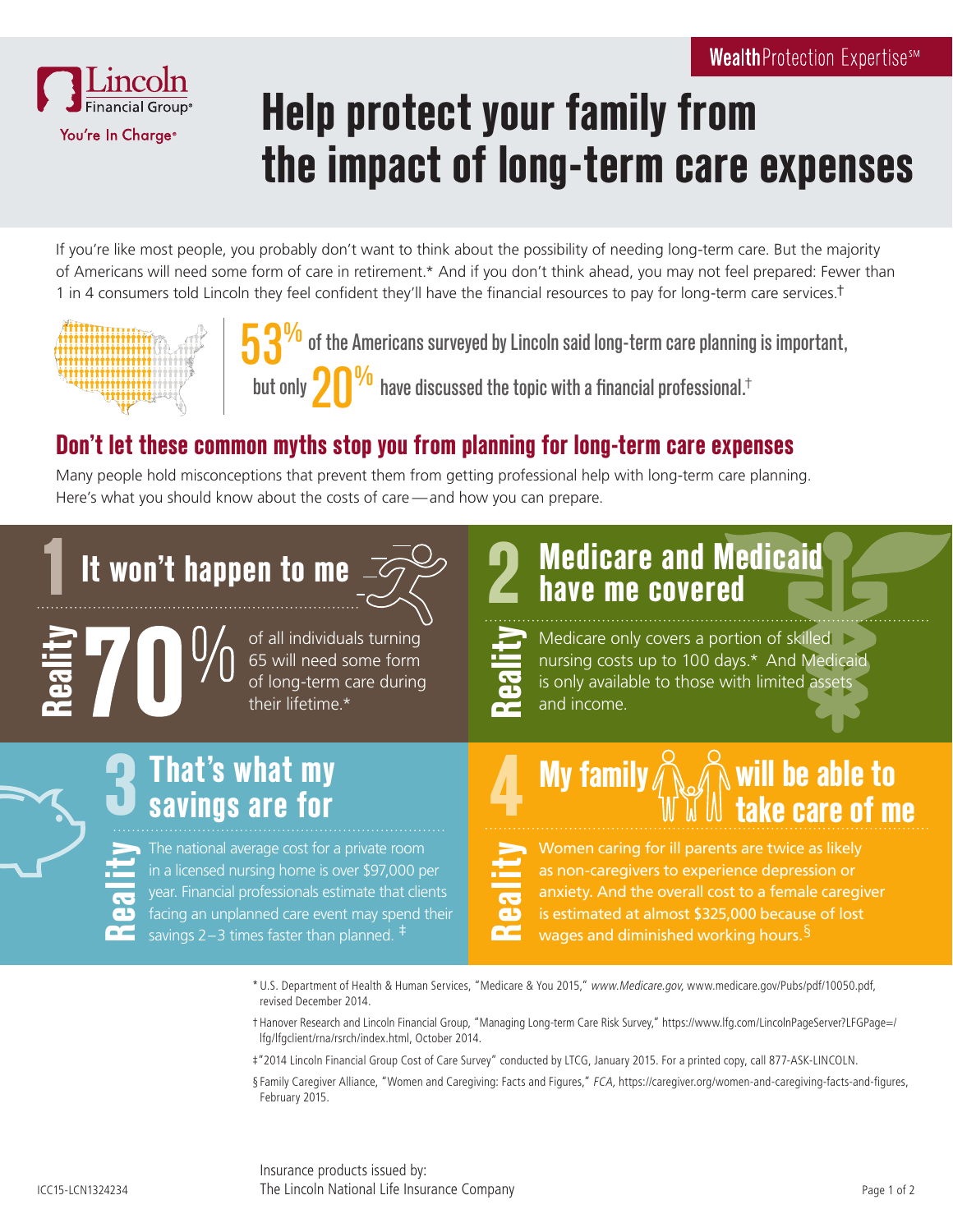WealthProtection Expertise℠

Lincoln Financial Group®
You're In Charge®

# Help protect your family from the impact of long-term care expenses

If you're like most people, you probably don't want to think about the possibility of needing long-term care. But the majority of Americans will need some form of care in retirement.* And if you don't think ahead, you may not feel prepared: Fewer than 1 in 4 consumers told Lincoln they feel confident they'll have the financial resources to pay for long-term care services.†

**53%** of the Americans surveyed by Lincoln said long-term care planning is important, but only **20%** have discussed the topic with a financial professional.†

## Don't let these common myths stop you from planning for long-term care expenses

Many people hold misconceptions that prevent them from getting professional help with long-term care planning. Here's what you should know about the costs of care — and how you can prepare.

### 1 It won't happen to me

**Reality** **70%** of all individuals turning 65 will need some form of long-term care during their lifetime.*

### 2 Medicare and Medicaid have me covered

**Reality** Medicare only covers a portion of skilled nursing costs up to 100 days.* And Medicaid is only available to those with limited assets and income.

### 3 That's what my savings are for

**Reality** The national average cost for a private room in a licensed nursing home is over $97,000 per year. Financial professionals estimate that clients facing an unplanned care event may spend their savings 2–3 times faster than planned. ‡

### 4 My family will be able to take care of me

**Reality** Women caring for ill parents are twice as likely as non-caregivers to experience depression or anxiety. And the overall cost to a female caregiver is estimated at almost $325,000 because of lost wages and diminished working hours.§

\* U.S. Department of Health & Human Services, "Medicare & You 2015," *www.Medicare.gov*, www.medicare.gov/Pubs/pdf/10050.pdf, revised December 2014.

† Hanover Research and Lincoln Financial Group, "Managing Long-term Care Risk Survey," https://www.lfg.com/LincolnPageServer?LFGPage=/lfg/lfgclient/rna/rsrch/index.html, October 2014.

‡ "2014 Lincoln Financial Group Cost of Care Survey" conducted by LTCG, January 2015. For a printed copy, call 877-ASK-LINCOLN.

§ Family Caregiver Alliance, "Women and Caregiving: Facts and Figures," *FCA*, https://caregiver.org/women-and-caregiving-facts-and-figures, February 2015.

ICC15-LCN1324234

Insurance products issued by:
The Lincoln National Life Insurance Company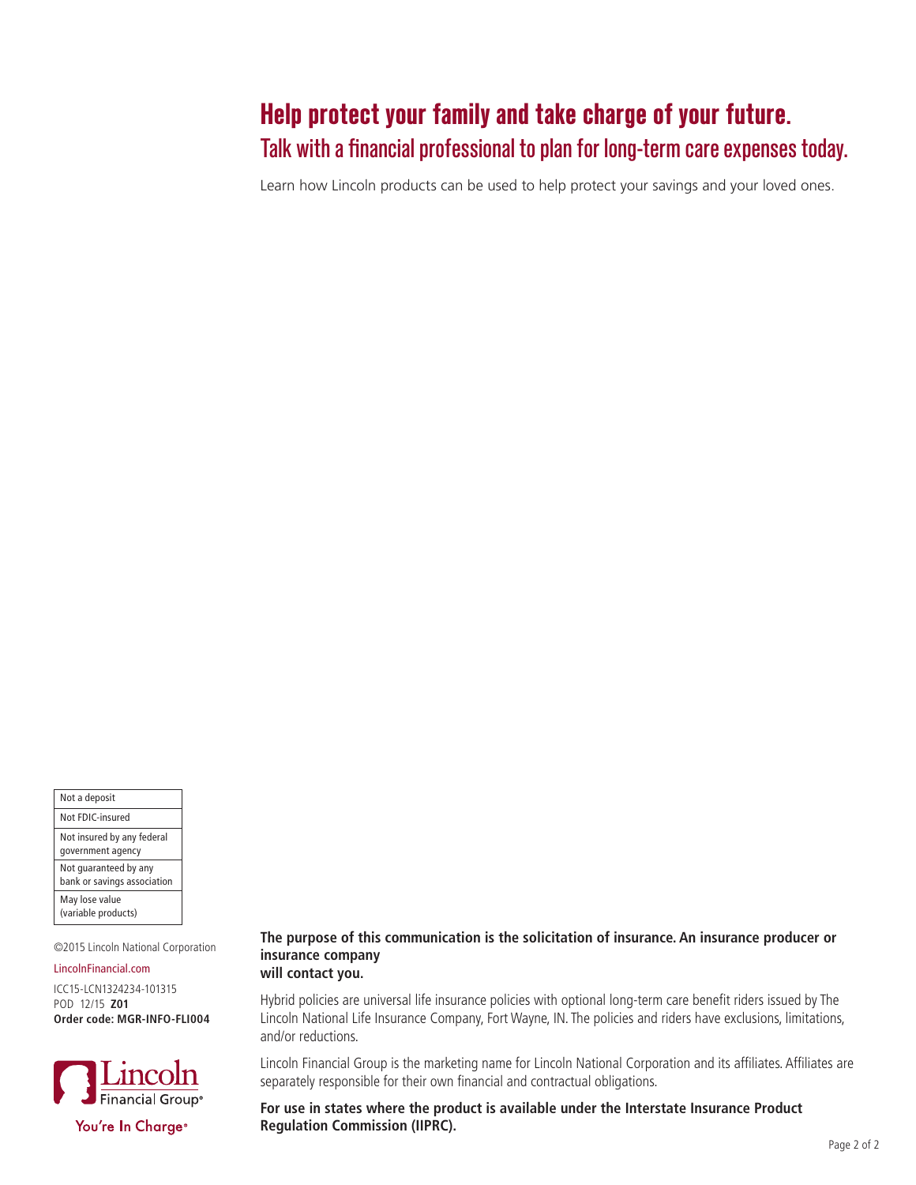# Help protect your family and take charge of your future.

## Talk with a financial professional to plan for long-term care expenses today.

Learn how Lincoln products can be used to help protect your savings and your loved ones.

| |
|---|
| Not a deposit |
| Not FDIC-insured |
| Not insured by any federal government agency |
| Not guaranteed by any bank or savings association |
| May lose value (variable products) |

©2015 Lincoln National Corporation

LincolnFinancial.com

ICC15-LCN1324234-101315
POD 12/15 **Z01**
**Order code: MGR-INFO-FLI004**

Lincoln Financial Group®
You're In Charge®

**The purpose of this communication is the solicitation of insurance. An insurance producer or insurance company will contact you.**

Hybrid policies are universal life insurance policies with optional long-term care benefit riders issued by The Lincoln National Life Insurance Company, Fort Wayne, IN. The policies and riders have exclusions, limitations, and/or reductions.

Lincoln Financial Group is the marketing name for Lincoln National Corporation and its affiliates. Affiliates are separately responsible for their own financial and contractual obligations.

**For use in states where the product is available under the Interstate Insurance Product Regulation Commission (IIPRC).**